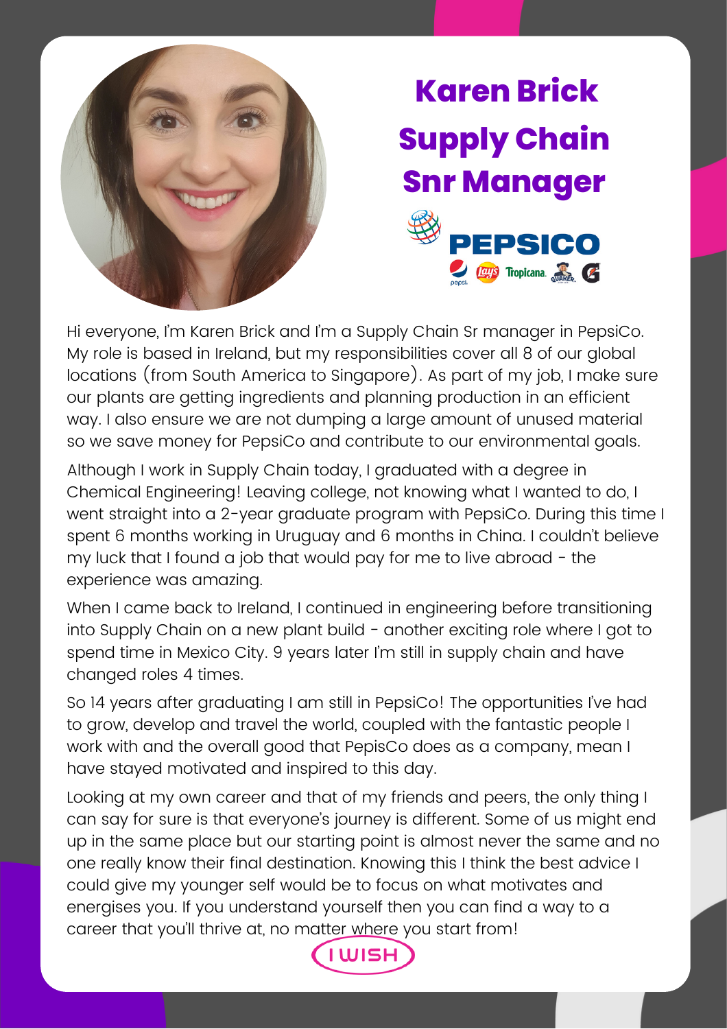# Karen Brick
## Supply Chain Snr Manager

PEPSICO

Hi everyone, I'm Karen Brick and I'm a Supply Chain Sr manager in PepsiCo. My role is based in Ireland, but my responsibilities cover all 8 of our global locations (from South America to Singapore). As part of my job, I make sure our plants are getting ingredients and planning production in an efficient way. I also ensure we are not dumping a large amount of unused material so we save money for PepsiCo and contribute to our environmental goals.

Although I work in Supply Chain today, I graduated with a degree in Chemical Engineering! Leaving college, not knowing what I wanted to do, I went straight into a 2-year graduate program with PepsiCo. During this time I spent 6 months working in Uruguay and 6 months in China. I couldn't believe my luck that I found a job that would pay for me to live abroad - the experience was amazing.

When I came back to Ireland, I continued in engineering before transitioning into Supply Chain on a new plant build - another exciting role where I got to spend time in Mexico City. 9 years later I'm still in supply chain and have changed roles 4 times.

So 14 years after graduating I am still in PepsiCo! The opportunities I've had to grow, develop and travel the world, coupled with the fantastic people I work with and the overall good that PepisCo does as a company, mean I have stayed motivated and inspired to this day.

Looking at my own career and that of my friends and peers, the only thing I can say for sure is that everyone's journey is different. Some of us might end up in the same place but our starting point is almost never the same and no one really know their final destination. Knowing this I think the best advice I could give my younger self would be to focus on what motivates and energises you. If you understand yourself then you can find a way to a career that you'll thrive at, no matter where you start from!

I WISH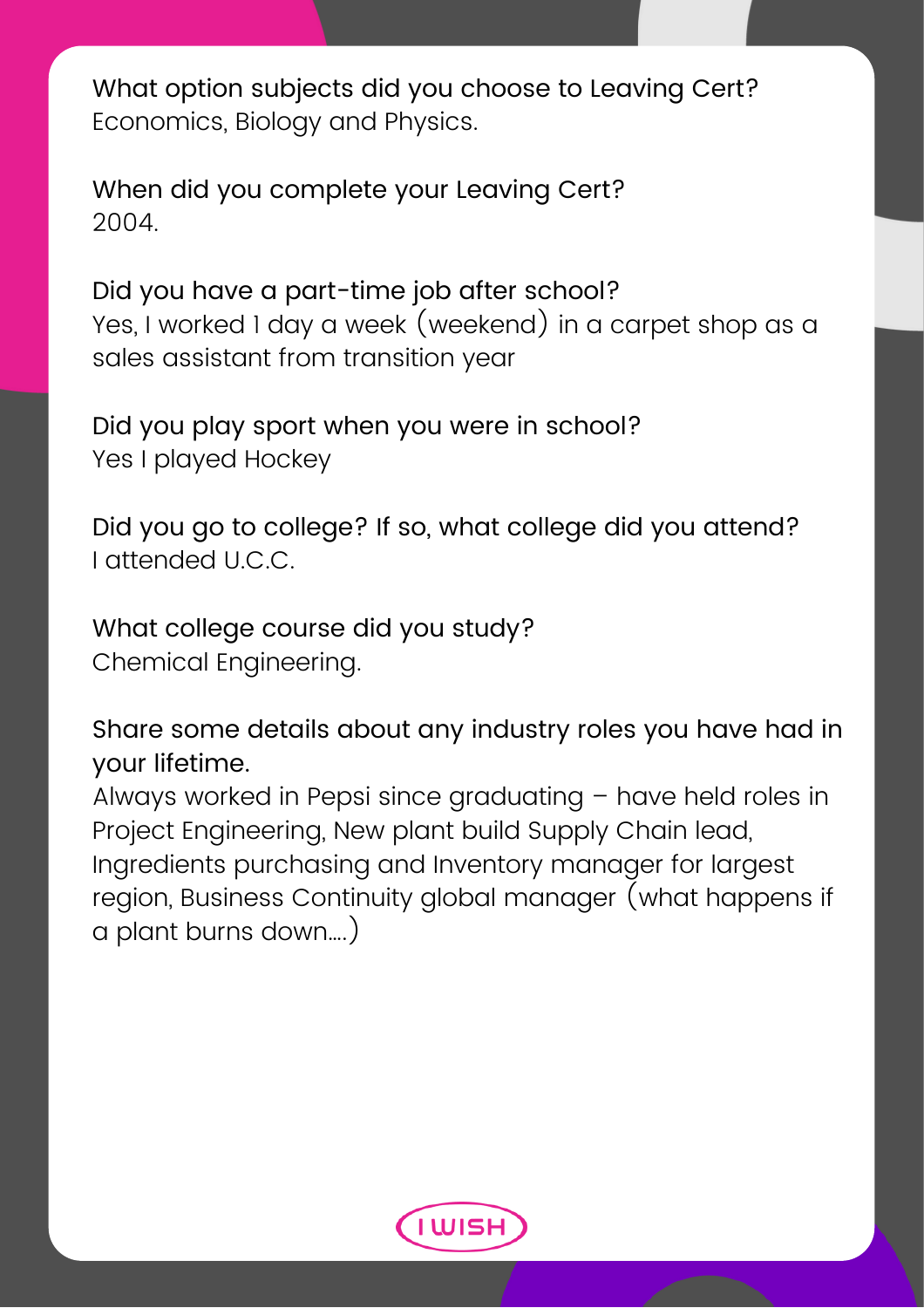What option subjects did you choose to Leaving Cert?
Economics, Biology and Physics.

When did you complete your Leaving Cert?
2004.

Did you have a part-time job after school?
Yes, I worked 1 day a week (weekend) in a carpet shop as a sales assistant from transition year

Did you play sport when you were in school?
Yes I played Hockey

Did you go to college? If so, what college did you attend?
I attended U.C.C.

What college course did you study?
Chemical Engineering.

Share some details about any industry roles you have had in your lifetime.
Always worked in Pepsi since graduating – have held roles in Project Engineering, New plant build Supply Chain lead, Ingredients purchasing and Inventory manager for largest region, Business Continuity global manager (what happens if a plant burns down….)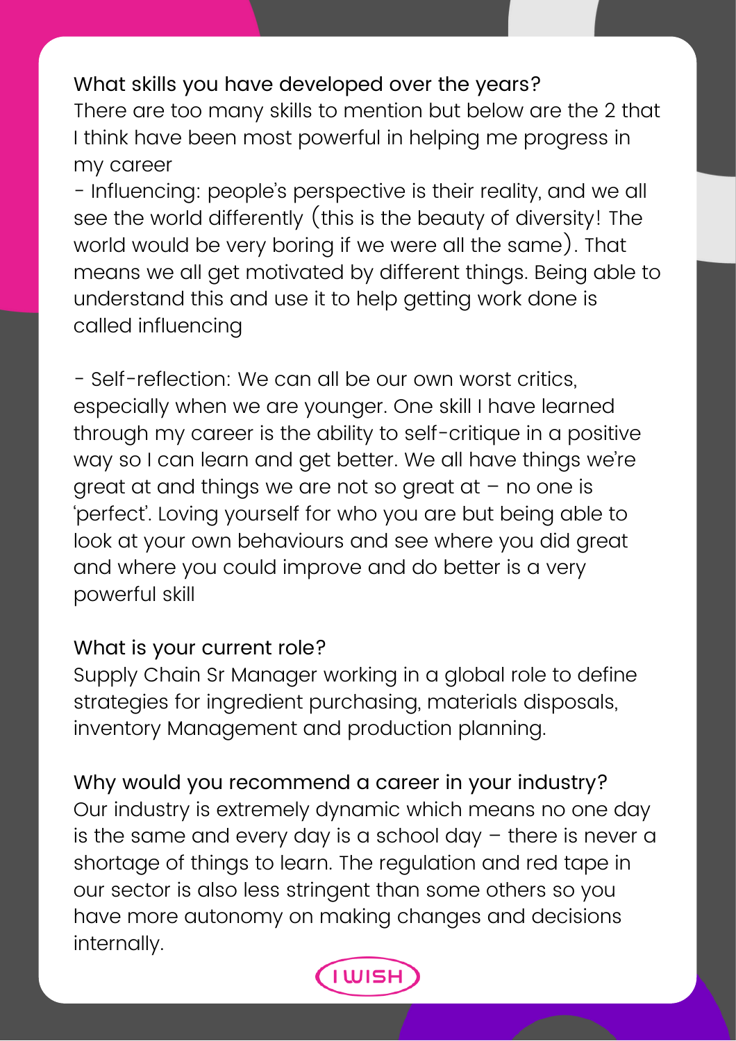### What skills you have developed over the years?

There are too many skills to mention but below are the 2 that I think have been most powerful in helping me progress in my career

- Influencing: people's perspective is their reality, and we all see the world differently (this is the beauty of diversity! The world would be very boring if we were all the same). That means we all get motivated by different things. Being able to understand this and use it to help getting work done is called influencing

- Self-reflection: We can all be our own worst critics, especially when we are younger. One skill I have learned through my career is the ability to self-critique in a positive way so I can learn and get better. We all have things we're great at and things we are not so great at – no one is 'perfect'. Loving yourself for who you are but being able to look at your own behaviours and see where you did great and where you could improve and do better is a very powerful skill

### What is your current role?

Supply Chain Sr Manager working in a global role to define strategies for ingredient purchasing, materials disposals, inventory Management and production planning.

### Why would you recommend a career in your industry?

Our industry is extremely dynamic which means no one day is the same and every day is a school day – there is never a shortage of things to learn. The regulation and red tape in our sector is also less stringent than some others so you have more autonomy on making changes and decisions internally.

I WISH